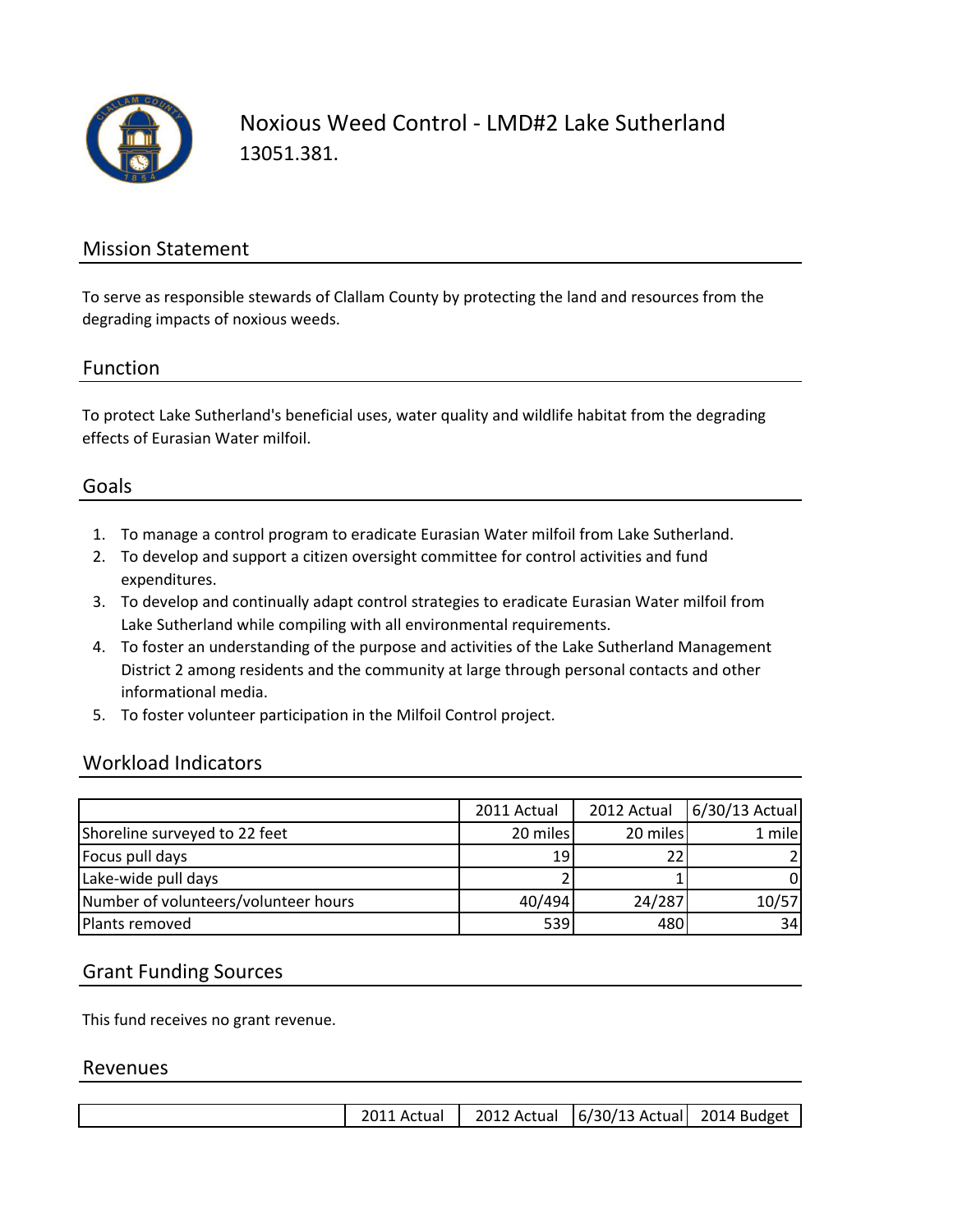# Noxious Weed Control - LMD#2 Lake Sutherland

13051.381.

## Mission Statement

To serve as responsible stewards of Clallam County by protecting the land and resources from the degrading impacts of noxious weeds.

## Function

To protect Lake Sutherland's beneficial uses, water quality and wildlife habitat from the degrading effects of Eurasian Water milfoil.

## Goals

1. To manage a control program to eradicate Eurasian Water milfoil from Lake Sutherland.
2. To develop and support a citizen oversight committee for control activities and fund expenditures.
3. To develop and continually adapt control strategies to eradicate Eurasian Water milfoil from Lake Sutherland while compiling with all environmental requirements.
4. To foster an understanding of the purpose and activities of the Lake Sutherland Management District 2 among residents and the community at large through personal contacts and other informational media.
5. To foster volunteer participation in the Milfoil Control project.

## Workload Indicators

| | 2011 Actual | 2012 Actual | 6/30/13 Actual |
|---|---|---|---|
| Shoreline surveyed to 22 feet | 20 miles | 20 miles | 1 mile |
| Focus pull days | 19 | 22 | 2 |
| Lake-wide pull days | 2 | 1 | 0 |
| Number of volunteers/volunteer hours | 40/494 | 24/287 | 10/57 |
| Plants removed | 539 | 480 | 34 |

## Grant Funding Sources

This fund receives no grant revenue.

## Revenues

| | 2011 Actual | 2012 Actual | 6/30/13 Actual | 2014 Budget |
|---|---|---|---|---|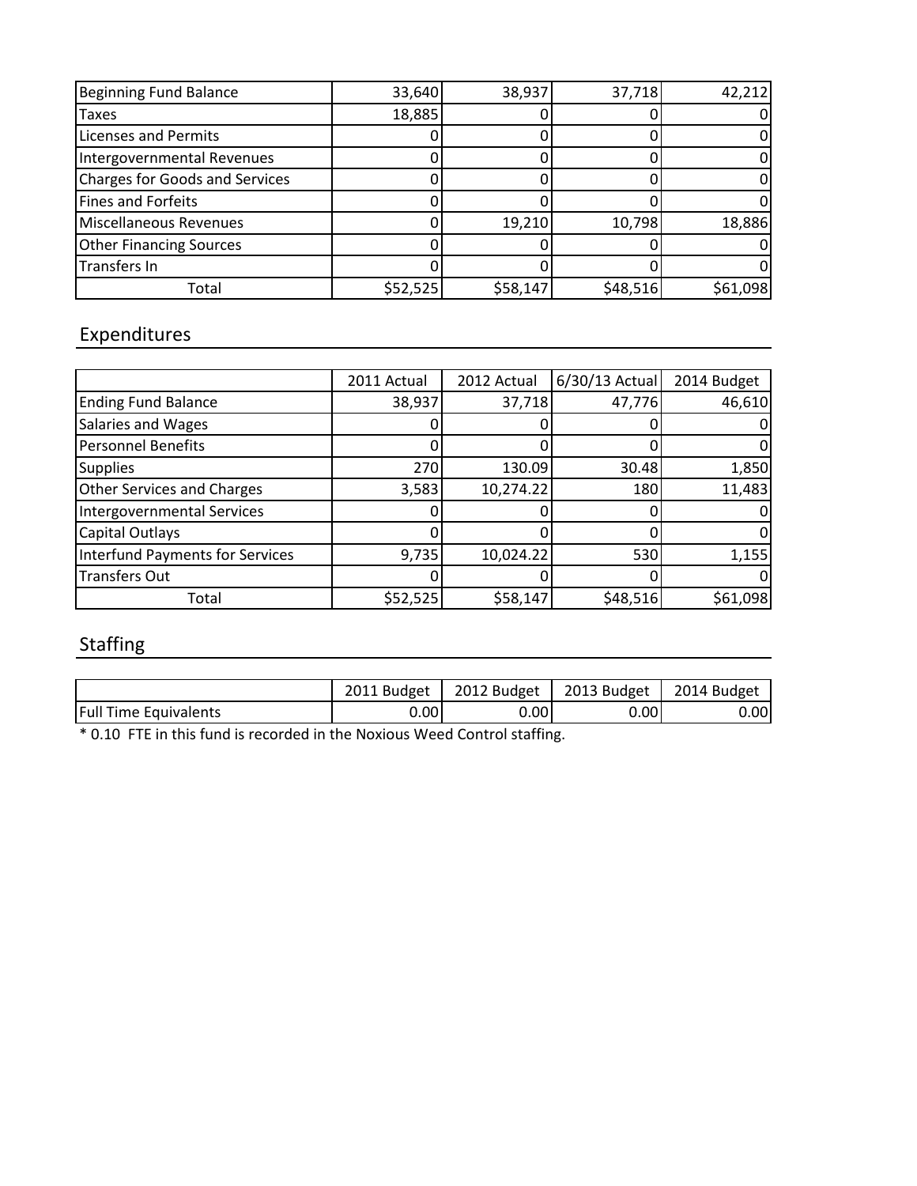| | | | | |
|---|---|---|---|---|
| Beginning Fund Balance | 33,640 | 38,937 | 37,718 | 42,212 |
| Taxes | 18,885 | 0 | 0 | 0 |
| Licenses and Permits | 0 | 0 | 0 | 0 |
| Intergovernmental Revenues | 0 | 0 | 0 | 0 |
| Charges for Goods and Services | 0 | 0 | 0 | 0 |
| Fines and Forfeits | 0 | 0 | 0 | 0 |
| Miscellaneous Revenues | 0 | 19,210 | 10,798 | 18,886 |
| Other Financing Sources | 0 | 0 | 0 | 0 |
| Transfers In | 0 | 0 | 0 | 0 |
| Total | $52,525 | $58,147 | $48,516 | $61,098 |

## Expenditures

| | 2011 Actual | 2012 Actual | 6/30/13 Actual | 2014 Budget |
|---|---|---|---|---|
| Ending Fund Balance | 38,937 | 37,718 | 47,776 | 46,610 |
| Salaries and Wages | 0 | 0 | 0 | 0 |
| Personnel Benefits | 0 | 0 | 0 | 0 |
| Supplies | 270 | 130.09 | 30.48 | 1,850 |
| Other Services and Charges | 3,583 | 10,274.22 | 180 | 11,483 |
| Intergovernmental Services | 0 | 0 | 0 | 0 |
| Capital Outlays | 0 | 0 | 0 | 0 |
| Interfund Payments for Services | 9,735 | 10,024.22 | 530 | 1,155 |
| Transfers Out | 0 | 0 | 0 | 0 |
| Total | $52,525 | $58,147 | $48,516 | $61,098 |

## Staffing

| | 2011 Budget | 2012 Budget | 2013 Budget | 2014 Budget |
|---|---|---|---|---|
| Full Time Equivalents | 0.00 | 0.00 | 0.00 | 0.00 |

* 0.10 FTE in this fund is recorded in the Noxious Weed Control staffing.